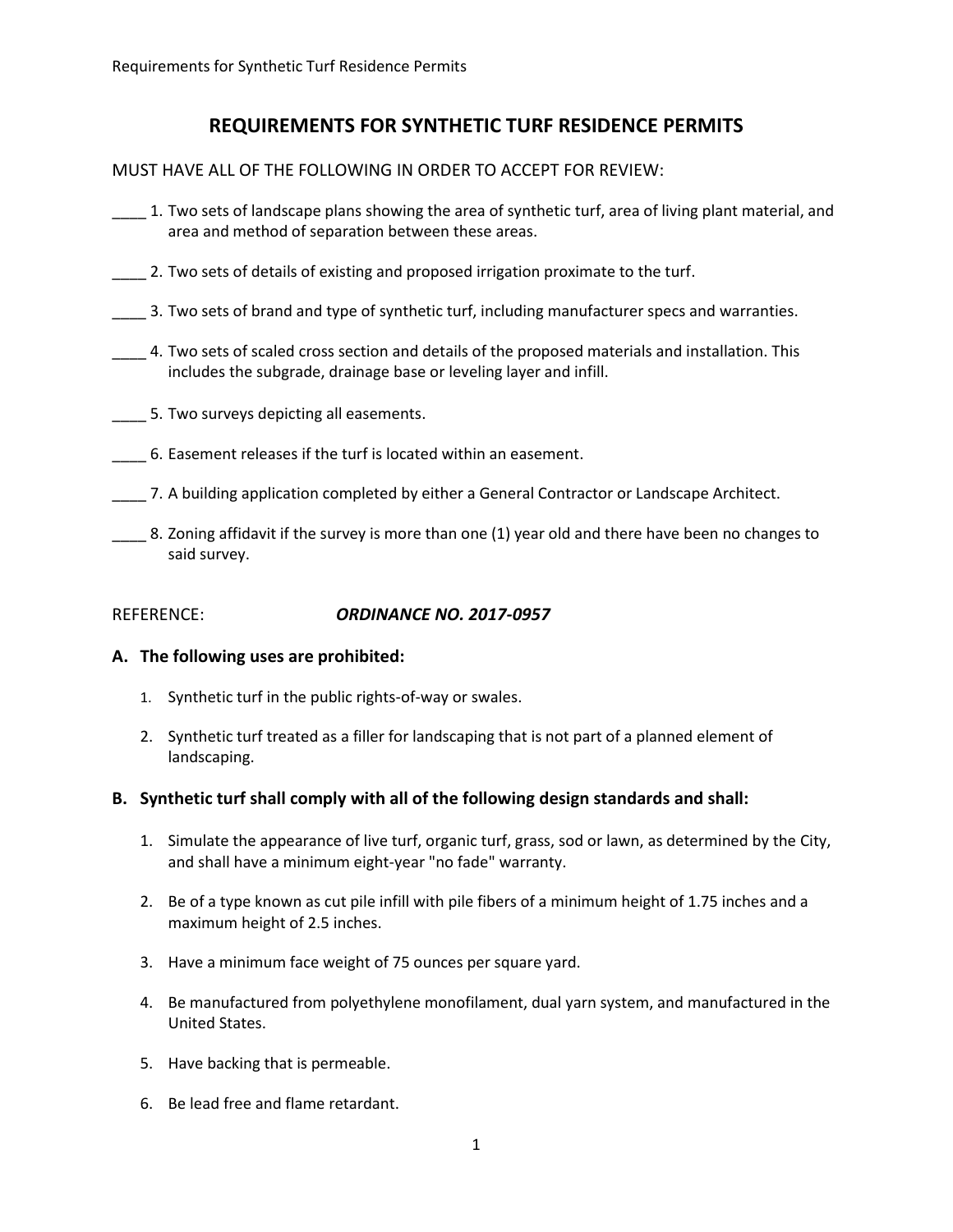# REQUIREMENTS FOR SYNTHETIC TURF RESIDENCE PERMITS

MUST HAVE ALL OF THE FOLLOWING IN ORDER TO ACCEPT FOR REVIEW:

____ 1. Two sets of landscape plans showing the area of synthetic turf, area of living plant material, and area and method of separation between these areas.

____ 2. Two sets of details of existing and proposed irrigation proximate to the turf.

____ 3. Two sets of brand and type of synthetic turf, including manufacturer specs and warranties.

____ 4. Two sets of scaled cross section and details of the proposed materials and installation. This includes the subgrade, drainage base or leveling layer and infill.

____ 5. Two surveys depicting all easements.

____ 6. Easement releases if the turf is located within an easement.

____ 7. A building application completed by either a General Contractor or Landscape Architect.

____ 8. Zoning affidavit if the survey is more than one (1) year old and there have been no changes to said survey.

REFERENCE: ***ORDINANCE NO. 2017-0957***

### A. The following uses are prohibited:

1. Synthetic turf in the public rights-of-way or swales.
2. Synthetic turf treated as a filler for landscaping that is not part of a planned element of landscaping.

### B. Synthetic turf shall comply with all of the following design standards and shall:

1. Simulate the appearance of live turf, organic turf, grass, sod or lawn, as determined by the City, and shall have a minimum eight-year "no fade" warranty.
2. Be of a type known as cut pile infill with pile fibers of a minimum height of 1.75 inches and a maximum height of 2.5 inches.
3. Have a minimum face weight of 75 ounces per square yard.
4. Be manufactured from polyethylene monofilament, dual yarn system, and manufactured in the United States.
5. Have backing that is permeable.
6. Be lead free and flame retardant.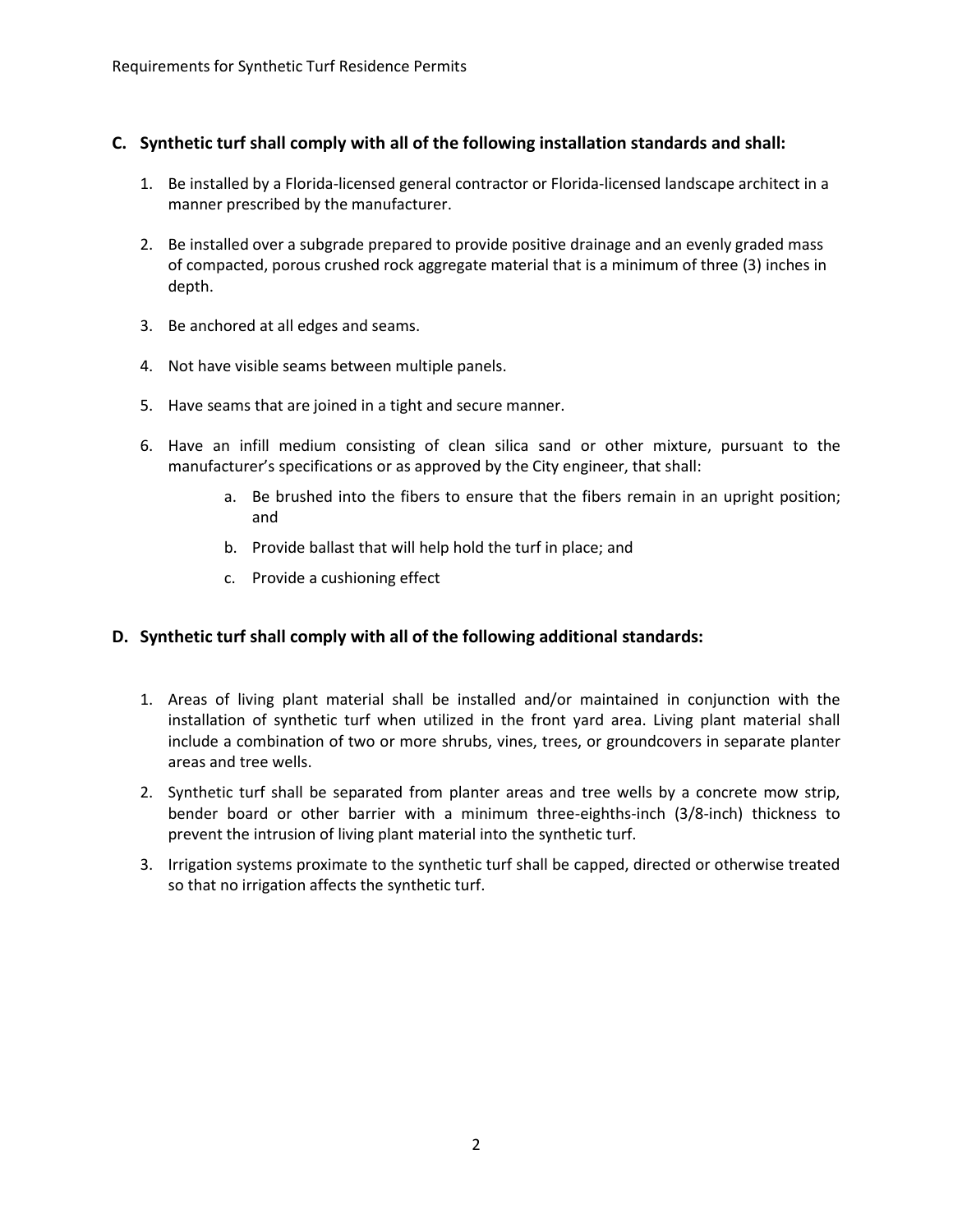## C. Synthetic turf shall comply with all of the following installation standards and shall:

1. Be installed by a Florida-licensed general contractor or Florida-licensed landscape architect in a manner prescribed by the manufacturer.

2. Be installed over a subgrade prepared to provide positive drainage and an evenly graded mass of compacted, porous crushed rock aggregate material that is a minimum of three (3) inches in depth.

3. Be anchored at all edges and seams.

4. Not have visible seams between multiple panels.

5. Have seams that are joined in a tight and secure manner.

6. Have an infill medium consisting of clean silica sand or other mixture, pursuant to the manufacturer's specifications or as approved by the City engineer, that shall:

    a. Be brushed into the fibers to ensure that the fibers remain in an upright position; and

    b. Provide ballast that will help hold the turf in place; and

    c. Provide a cushioning effect

## D. Synthetic turf shall comply with all of the following additional standards:

1. Areas of living plant material shall be installed and/or maintained in conjunction with the installation of synthetic turf when utilized in the front yard area. Living plant material shall include a combination of two or more shrubs, vines, trees, or groundcovers in separate planter areas and tree wells.

2. Synthetic turf shall be separated from planter areas and tree wells by a concrete mow strip, bender board or other barrier with a minimum three-eighths-inch (3/8-inch) thickness to prevent the intrusion of living plant material into the synthetic turf.

3. Irrigation systems proximate to the synthetic turf shall be capped, directed or otherwise treated so that no irrigation affects the synthetic turf.